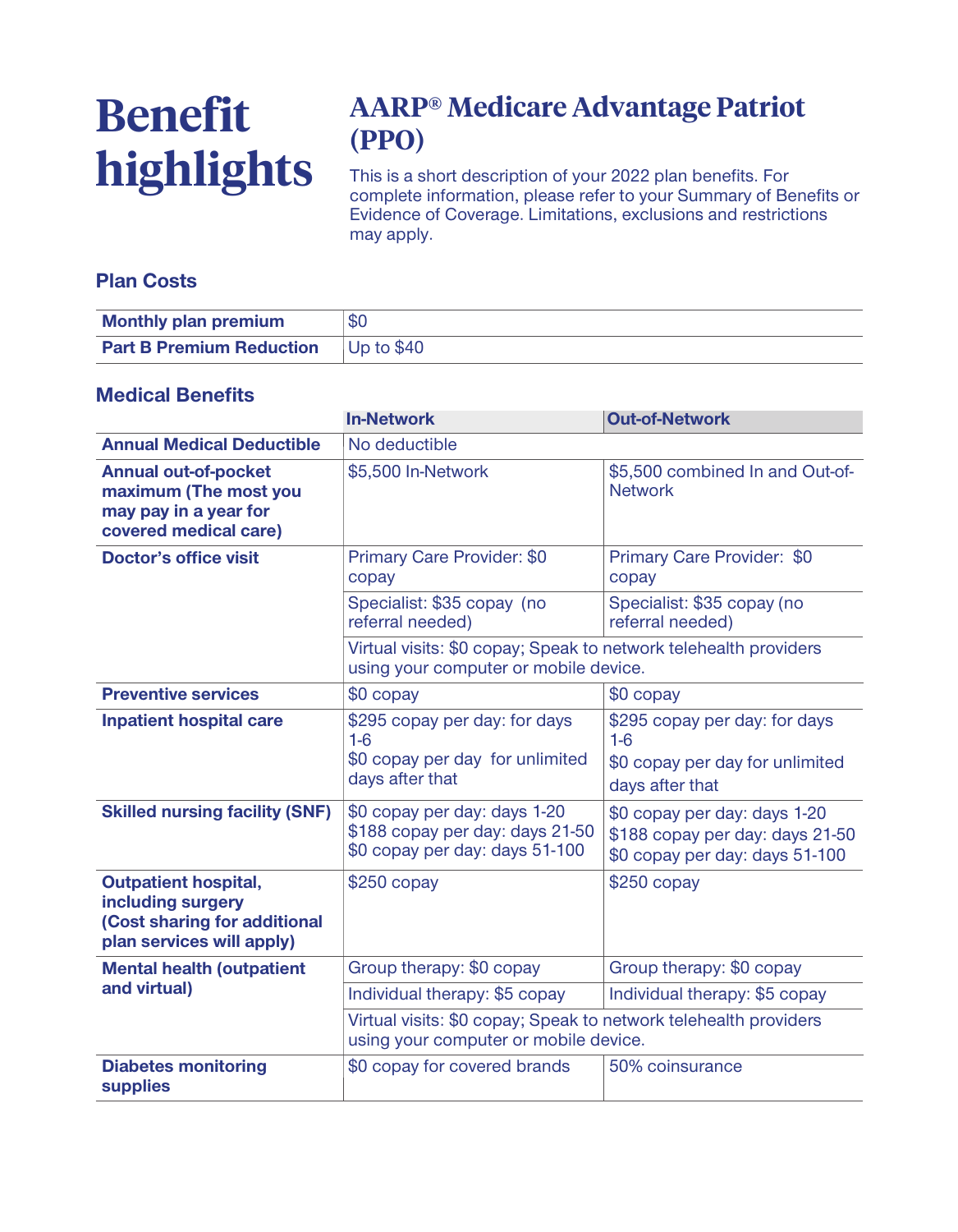# Benefit highlights

## AARP® Medicare Advantage Patriot (PPO)

This is a short description of your 2022 plan benefits. For complete information, please refer to your Summary of Benefits or Evidence of Coverage. Limitations, exclusions and restrictions may apply.

### Plan Costs

| | |
|---|---|
| **Monthly plan premium** | $0 |
| **Part B Premium Reduction** | Up to $40 |

### Medical Benefits

| | In-Network | Out-of-Network |
|---|---|---|
| **Annual Medical Deductible** | No deductible | |
| **Annual out-of-pocket maximum (The most you may pay in a year for covered medical care)** | $5,500 In-Network | $5,500 combined In and Out-of-Network |
| **Doctor's office visit** | Primary Care Provider: $0 copay | Primary Care Provider: $0 copay |
| | Specialist: $35 copay (no referral needed) | Specialist: $35 copay (no referral needed) |
| | Virtual visits: $0 copay; Speak to network telehealth providers using your computer or mobile device. | |
| **Preventive services** | $0 copay | $0 copay |
| **Inpatient hospital care** | $295 copay per day: for days 1-6<br>$0 copay per day for unlimited days after that | $295 copay per day: for days 1-6<br>$0 copay per day for unlimited days after that |
| **Skilled nursing facility (SNF)** | $0 copay per day: days 1-20<br>$188 copay per day: days 21-50<br>$0 copay per day: days 51-100 | $0 copay per day: days 1-20<br>$188 copay per day: days 21-50<br>$0 copay per day: days 51-100 |
| **Outpatient hospital, including surgery (Cost sharing for additional plan services will apply)** | $250 copay | $250 copay |
| **Mental health (outpatient and virtual)** | Group therapy: $0 copay | Group therapy: $0 copay |
| | Individual therapy: $5 copay | Individual therapy: $5 copay |
| | Virtual visits: $0 copay; Speak to network telehealth providers using your computer or mobile device. | |
| **Diabetes monitoring supplies** | $0 copay for covered brands | 50% coinsurance |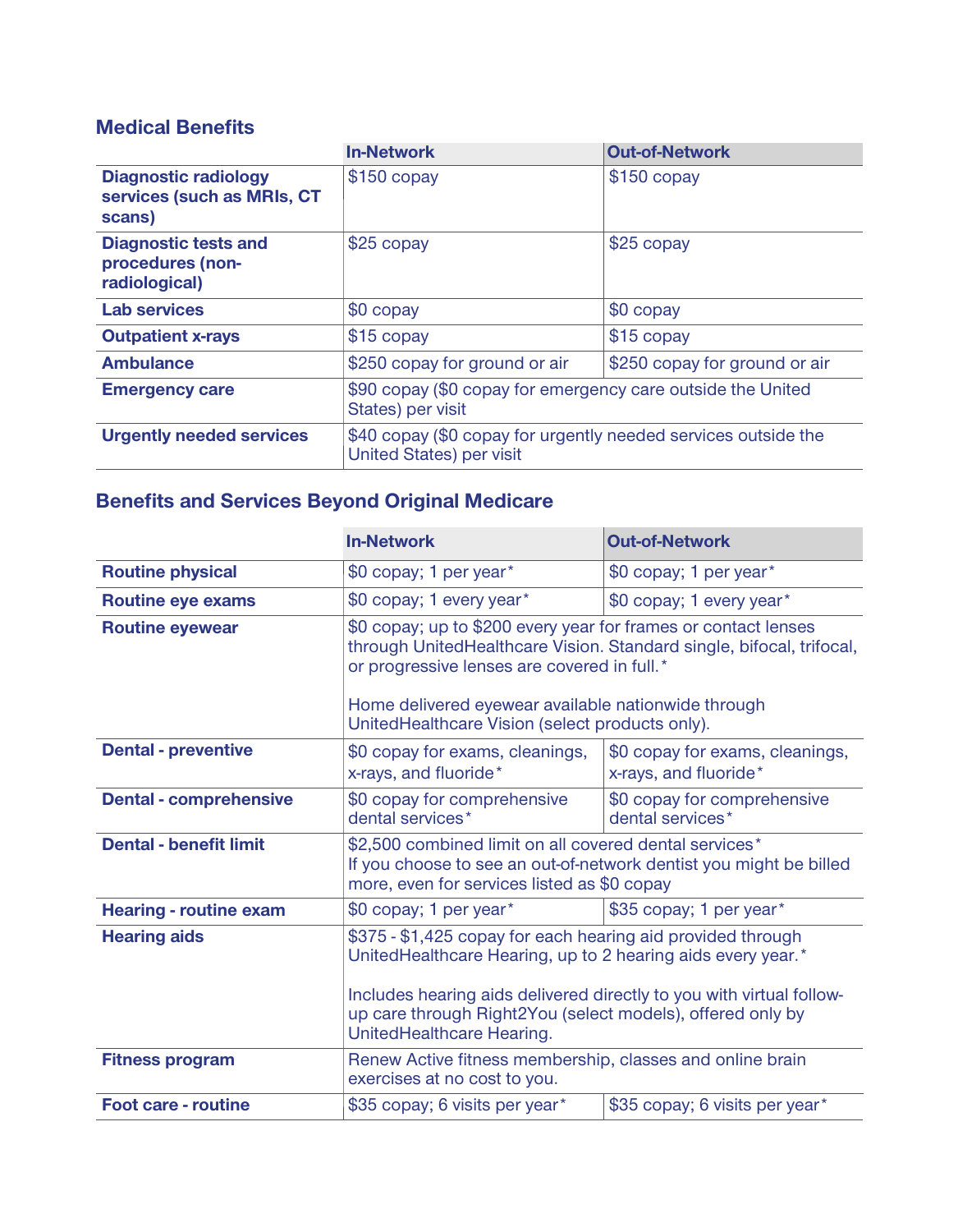## Medical Benefits

| | In-Network | Out-of-Network |
|---|---|---|
| **Diagnostic radiology services (such as MRIs, CT scans)** | $150 copay | $150 copay |
| **Diagnostic tests and procedures (non-radiological)** | $25 copay | $25 copay |
| **Lab services** | $0 copay | $0 copay |
| **Outpatient x-rays** | $15 copay | $15 copay |
| **Ambulance** | $250 copay for ground or air | $250 copay for ground or air |
| **Emergency care** | $90 copay ($0 copay for emergency care outside the United States) per visit | |
| **Urgently needed services** | $40 copay ($0 copay for urgently needed services outside the United States) per visit | |

## Benefits and Services Beyond Original Medicare

| | In-Network | Out-of-Network |
|---|---|---|
| **Routine physical** | $0 copay; 1 per year* | $0 copay; 1 per year* |
| **Routine eye exams** | $0 copay; 1 every year* | $0 copay; 1 every year* |
| **Routine eyewear** | $0 copay; up to $200 every year for frames or contact lenses through UnitedHealthcare Vision. Standard single, bifocal, trifocal, or progressive lenses are covered in full.* <br><br> Home delivered eyewear available nationwide through UnitedHealthcare Vision (select products only). | |
| **Dental - preventive** | $0 copay for exams, cleanings, x-rays, and fluoride* | $0 copay for exams, cleanings, x-rays, and fluoride* |
| **Dental - comprehensive** | $0 copay for comprehensive dental services* | $0 copay for comprehensive dental services* |
| **Dental - benefit limit** | $2,500 combined limit on all covered dental services* <br> If you choose to see an out-of-network dentist you might be billed more, even for services listed as $0 copay | |
| **Hearing - routine exam** | $0 copay; 1 per year* | $35 copay; 1 per year* |
| **Hearing aids** | $375 - $1,425 copay for each hearing aid provided through UnitedHealthcare Hearing, up to 2 hearing aids every year.* <br><br> Includes hearing aids delivered directly to you with virtual follow-up care through Right2You (select models), offered only by UnitedHealthcare Hearing. | |
| **Fitness program** | Renew Active fitness membership, classes and online brain exercises at no cost to you. | |
| **Foot care - routine** | $35 copay; 6 visits per year* | $35 copay; 6 visits per year* |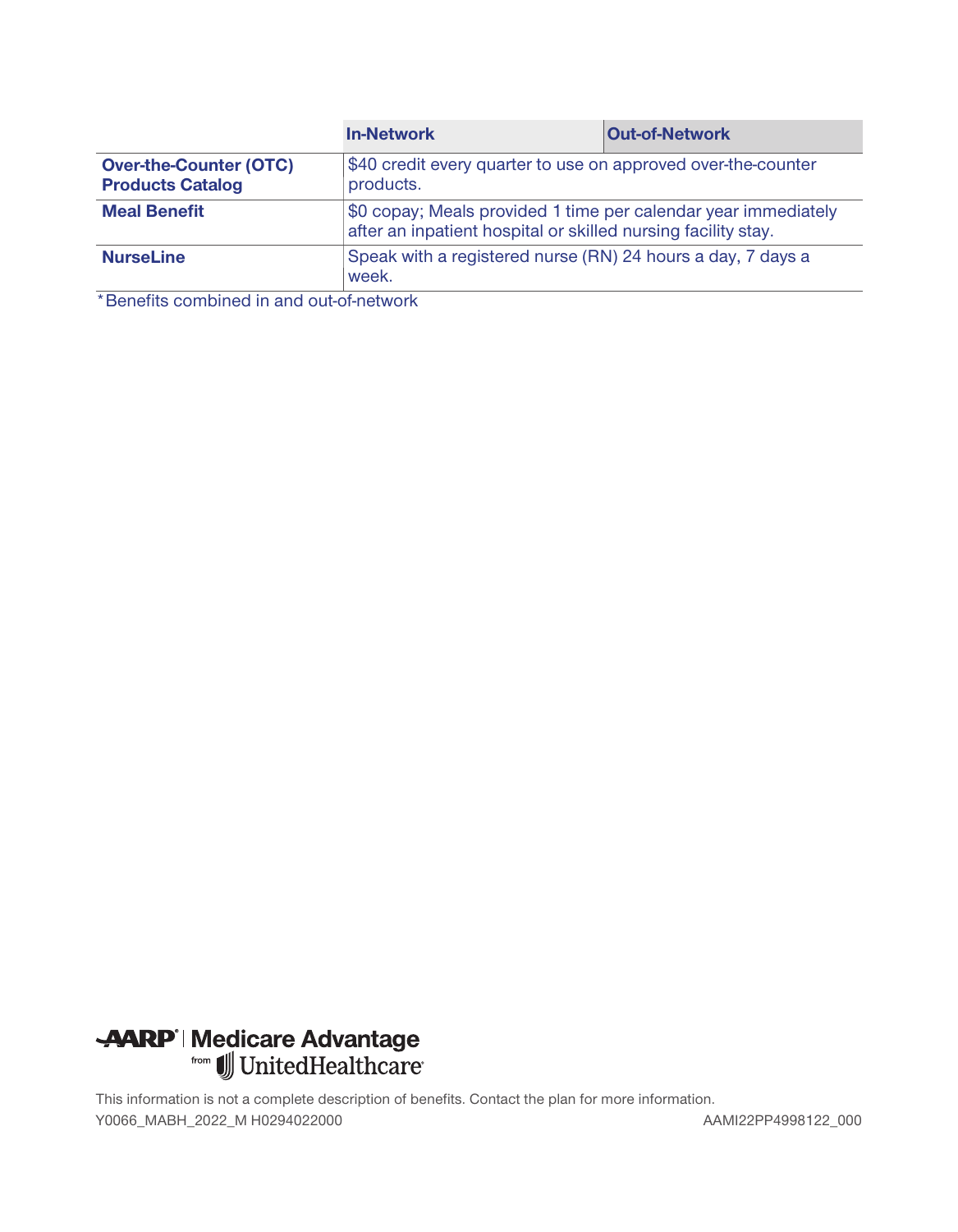| | In-Network | Out-of-Network |
|---|---|---|
| **Over-the-Counter (OTC) Products Catalog** | $40 credit every quarter to use on approved over-the-counter products. | |
| **Meal Benefit** | $0 copay; Meals provided 1 time per calendar year immediately after an inpatient hospital or skilled nursing facility stay. | |
| **NurseLine** | Speak with a registered nurse (RN) 24 hours a day, 7 days a week. | |

*Benefits combined in and out-of-network

AARP Medicare Advantage from UnitedHealthcare

This information is not a complete description of benefits. Contact the plan for more information.

Y0066_MABH_2022_M H0294022000

AAMI22PP4998122_000